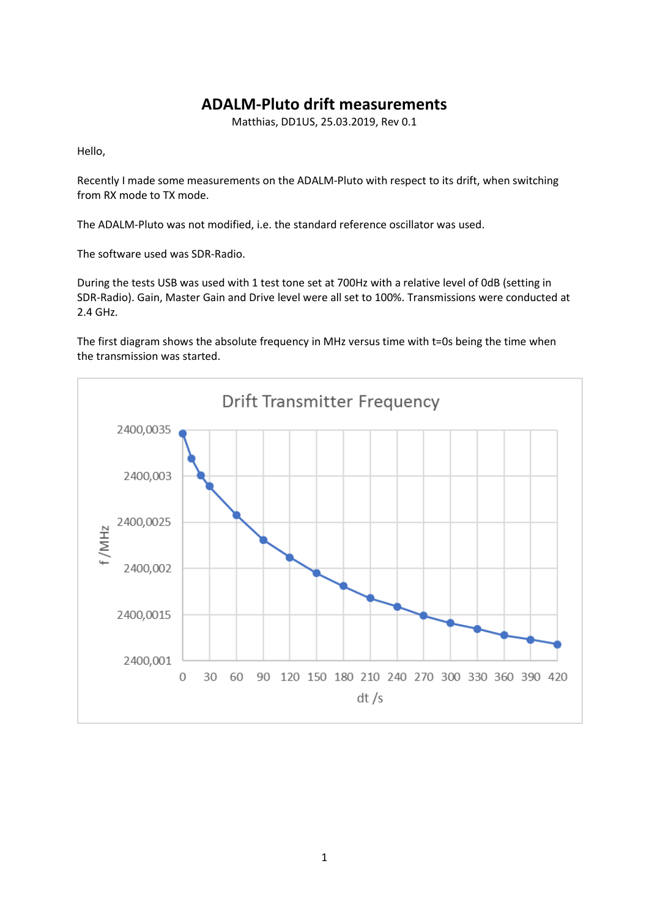# ADALM-Pluto drift measurements

Matthias, DD1US, 25.03.2019, Rev 0.1

Hello,

Recently I made some measurements on the ADALM-Pluto with respect to its drift, when switching from RX mode to TX mode.

The ADALM-Pluto was not modified, i.e. the standard reference oscillator was used.

The software used was SDR-Radio.

During the tests USB was used with 1 test tone set at 700Hz with a relative level of 0dB (setting in SDR-Radio). Gain, Master Gain and Drive level were all set to 100%. Transmissions were conducted at 2.4 GHz.

The first diagram shows the absolute frequency in MHz versus time with t=0s being the time when the transmission was started.

Drift Transmitter Frequency

f /MHz

2400,0035
2400,003
2400,0025
2400,002
2400,0015
2400,001

0 30 60 90 120 150 180 210 240 270 300 330 360 390 420

dt /s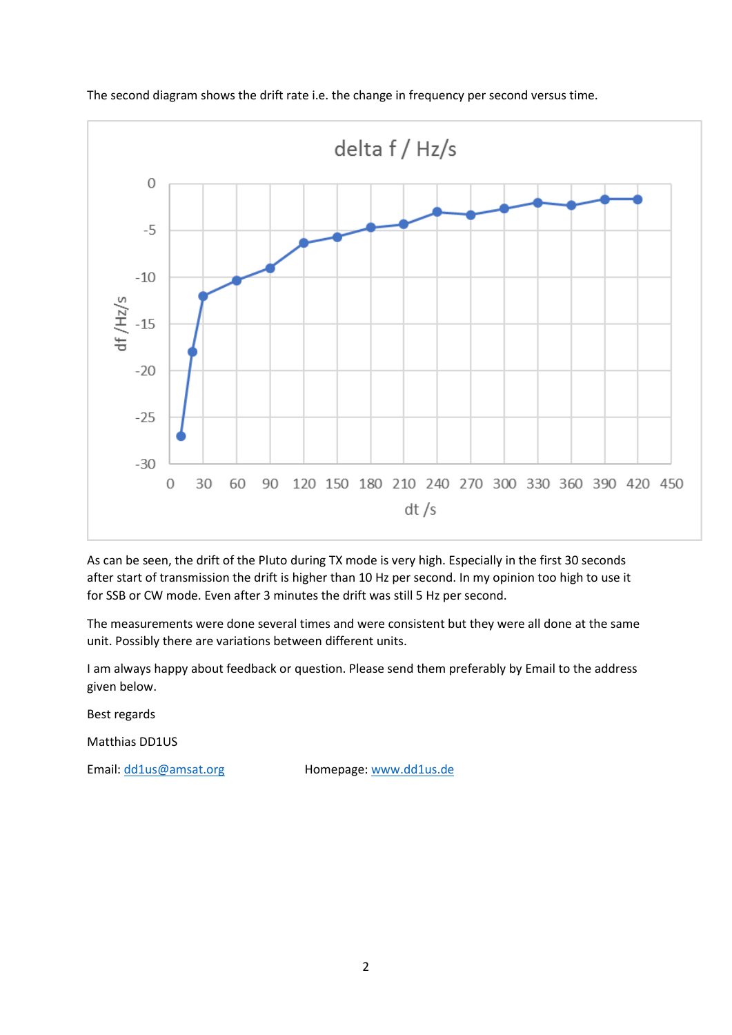The second diagram shows the drift rate i.e. the change in frequency per second versus time.

delta f / Hz/s

df /Hz/s

0
-5
-10
-15
-20
-25
-30

0 30 60 90 120 150 180 210 240 270 300 330 360 390 420 450

dt /s

As can be seen, the drift of the Pluto during TX mode is very high. Especially in the first 30 seconds after start of transmission the drift is higher than 10 Hz per second. In my opinion too high to use it for SSB or CW mode. Even after 3 minutes the drift was still 5 Hz per second.

The measurements were done several times and were consistent but they were all done at the same unit. Possibly there are variations between different units.

I am always happy about feedback or question. Please send them preferably by Email to the address given below.

Best regards

Matthias DD1US

Email: dd1us@amsat.org Homepage: www.dd1us.de